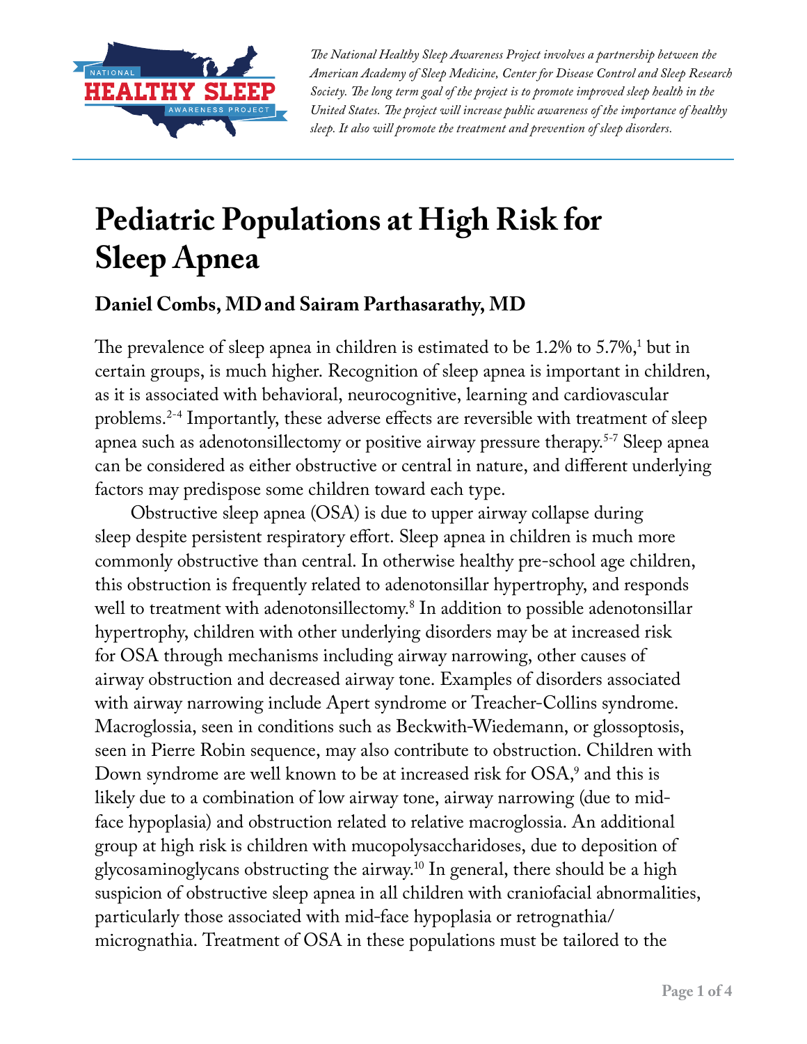*The National Healthy Sleep Awareness Project involves a partnership between the American Academy of Sleep Medicine, Center for Disease Control and Sleep Research Society. The long term goal of the project is to promote improved sleep health in the United States. The project will increase public awareness of the importance of healthy sleep. It also will promote the treatment and prevention of sleep disorders.*

# Pediatric Populations at High Risk for Sleep Apnea

## Daniel Combs, MD and Sairam Parthasarathy, MD

The prevalence of sleep apnea in children is estimated to be 1.2% to 5.7%,[1] but in certain groups, is much higher. Recognition of sleep apnea is important in children, as it is associated with behavioral, neurocognitive, learning and cardiovascular problems.[2-4] Importantly, these adverse effects are reversible with treatment of sleep apnea such as adenotonsillectomy or positive airway pressure therapy.[5-7] Sleep apnea can be considered as either obstructive or central in nature, and different underlying factors may predispose some children toward each type.

Obstructive sleep apnea (OSA) is due to upper airway collapse during sleep despite persistent respiratory effort. Sleep apnea in children is much more commonly obstructive than central. In otherwise healthy pre-school age children, this obstruction is frequently related to adenotonsillar hypertrophy, and responds well to treatment with adenotonsillectomy.[8] In addition to possible adenotonsillar hypertrophy, children with other underlying disorders may be at increased risk for OSA through mechanisms including airway narrowing, other causes of airway obstruction and decreased airway tone. Examples of disorders associated with airway narrowing include Apert syndrome or Treacher-Collins syndrome. Macroglossia, seen in conditions such as Beckwith-Wiedemann, or glossoptosis, seen in Pierre Robin sequence, may also contribute to obstruction. Children with Down syndrome are well known to be at increased risk for OSA,[9] and this is likely due to a combination of low airway tone, airway narrowing (due to mid-face hypoplasia) and obstruction related to relative macroglossia. An additional group at high risk is children with mucopolysaccharidoses, due to deposition of glycosaminoglycans obstructing the airway.[10] In general, there should be a high suspicion of obstructive sleep apnea in all children with craniofacial abnormalities, particularly those associated with mid-face hypoplasia or retrognathia/micrognathia. Treatment of OSA in these populations must be tailored to the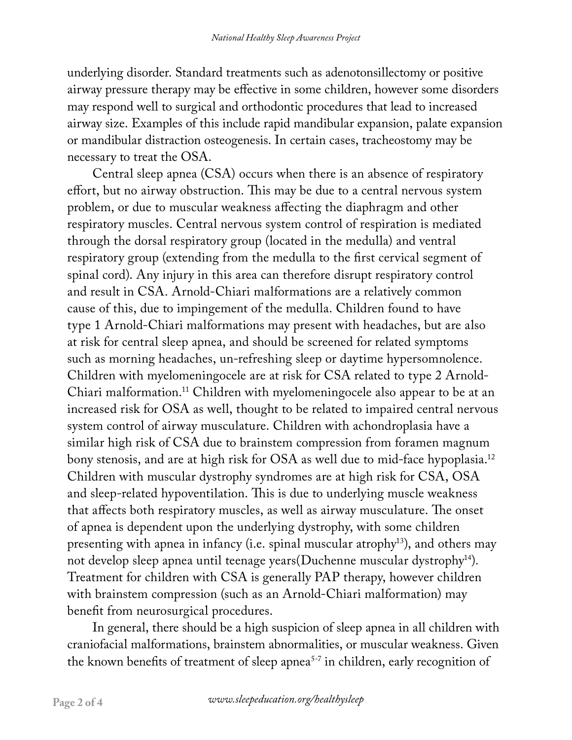underlying disorder. Standard treatments such as adenotonsillectomy or positive airway pressure therapy may be effective in some children, however some disorders may respond well to surgical and orthodontic procedures that lead to increased airway size. Examples of this include rapid mandibular expansion, palate expansion or mandibular distraction osteogenesis. In certain cases, tracheostomy may be necessary to treat the OSA.

Central sleep apnea (CSA) occurs when there is an absence of respiratory effort, but no airway obstruction. This may be due to a central nervous system problem, or due to muscular weakness affecting the diaphragm and other respiratory muscles. Central nervous system control of respiration is mediated through the dorsal respiratory group (located in the medulla) and ventral respiratory group (extending from the medulla to the first cervical segment of spinal cord). Any injury in this area can therefore disrupt respiratory control and result in CSA. Arnold-Chiari malformations are a relatively common cause of this, due to impingement of the medulla. Children found to have type 1 Arnold-Chiari malformations may present with headaches, but are also at risk for central sleep apnea, and should be screened for related symptoms such as morning headaches, un-refreshing sleep or daytime hypersomnolence. Children with myelomeningocele are at risk for CSA related to type 2 Arnold-Chiari malformation.[11] Children with myelomeningocele also appear to be at an increased risk for OSA as well, thought to be related to impaired central nervous system control of airway musculature. Children with achondroplasia have a similar high risk of CSA due to brainstem compression from foramen magnum bony stenosis, and are at high risk for OSA as well due to mid-face hypoplasia.[12] Children with muscular dystrophy syndromes are at high risk for CSA, OSA and sleep-related hypoventilation. This is due to underlying muscle weakness that affects both respiratory muscles, as well as airway musculature. The onset of apnea is dependent upon the underlying dystrophy, with some children presenting with apnea in infancy (i.e. spinal muscular atrophy[13]), and others may not develop sleep apnea until teenage years(Duchenne muscular dystrophy[14]). Treatment for children with CSA is generally PAP therapy, however children with brainstem compression (such as an Arnold-Chiari malformation) may benefit from neurosurgical procedures.

In general, there should be a high suspicion of sleep apnea in all children with craniofacial malformations, brainstem abnormalities, or muscular weakness. Given the known benefits of treatment of sleep apnea[5-7] in children, early recognition of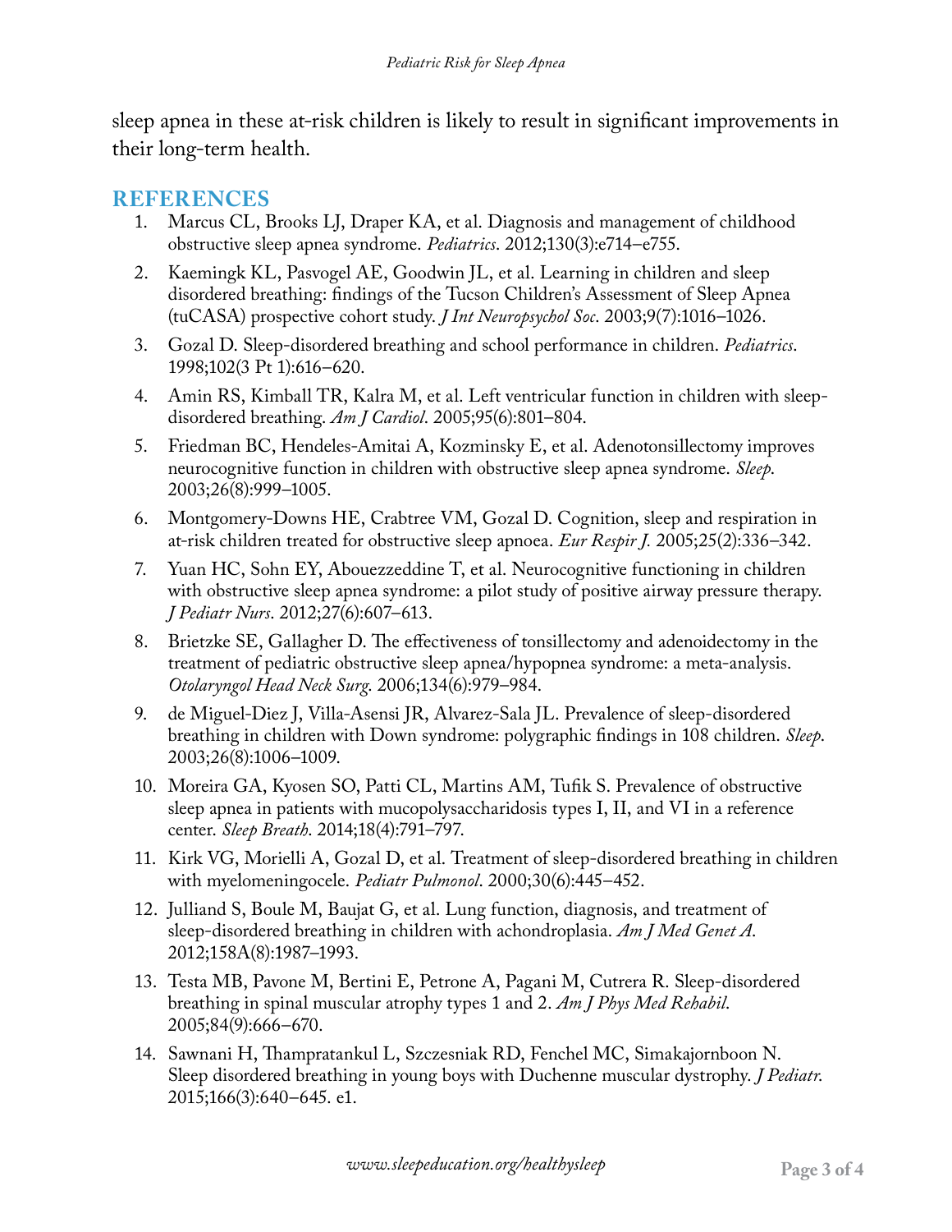sleep apnea in these at-risk children is likely to result in significant improvements in their long-term health.

## REFERENCES

1. Marcus CL, Brooks LJ, Draper KA, et al. Diagnosis and management of childhood obstructive sleep apnea syndrome. *Pediatrics*. 2012;130(3):e714–e755.
2. Kaemingk KL, Pasvogel AE, Goodwin JL, et al. Learning in children and sleep disordered breathing: findings of the Tucson Children's Assessment of Sleep Apnea (tuCASA) prospective cohort study. *J Int Neuropsychol Soc*. 2003;9(7):1016–1026.
3. Gozal D. Sleep-disordered breathing and school performance in children. *Pediatrics*. 1998;102(3 Pt 1):616–620.
4. Amin RS, Kimball TR, Kalra M, et al. Left ventricular function in children with sleep-disordered breathing. *Am J Cardiol*. 2005;95(6):801–804.
5. Friedman BC, Hendeles-Amitai A, Kozminsky E, et al. Adenotonsillectomy improves neurocognitive function in children with obstructive sleep apnea syndrome. *Sleep*. 2003;26(8):999–1005.
6. Montgomery-Downs HE, Crabtree VM, Gozal D. Cognition, sleep and respiration in at-risk children treated for obstructive sleep apnoea. *Eur Respir J*. 2005;25(2):336–342.
7. Yuan HC, Sohn EY, Abouezzeddine T, et al. Neurocognitive functioning in children with obstructive sleep apnea syndrome: a pilot study of positive airway pressure therapy. *J Pediatr Nurs*. 2012;27(6):607–613.
8. Brietzke SE, Gallagher D. The effectiveness of tonsillectomy and adenoidectomy in the treatment of pediatric obstructive sleep apnea/hypopnea syndrome: a meta-analysis. *Otolaryngol Head Neck Surg*. 2006;134(6):979–984.
9. de Miguel-Diez J, Villa-Asensi JR, Alvarez-Sala JL. Prevalence of sleep-disordered breathing in children with Down syndrome: polygraphic findings in 108 children. *Sleep*. 2003;26(8):1006–1009.
10. Moreira GA, Kyosen SO, Patti CL, Martins AM, Tufik S. Prevalence of obstructive sleep apnea in patients with mucopolysaccharidosis types I, II, and VI in a reference center. *Sleep Breath*. 2014;18(4):791–797.
11. Kirk VG, Morielli A, Gozal D, et al. Treatment of sleep-disordered breathing in children with myelomeningocele. *Pediatr Pulmonol*. 2000;30(6):445–452.
12. Julliand S, Boule M, Baujat G, et al. Lung function, diagnosis, and treatment of sleep-disordered breathing in children with achondroplasia. *Am J Med Genet A*. 2012;158A(8):1987–1993.
13. Testa MB, Pavone M, Bertini E, Petrone A, Pagani M, Cutrera R. Sleep-disordered breathing in spinal muscular atrophy types 1 and 2. *Am J Phys Med Rehabil*. 2005;84(9):666–670.
14. Sawnani H, Thampratankul L, Szczesniak RD, Fenchel MC, Simakajornboon N. Sleep disordered breathing in young boys with Duchenne muscular dystrophy. *J Pediatr*. 2015;166(3):640–645. e1.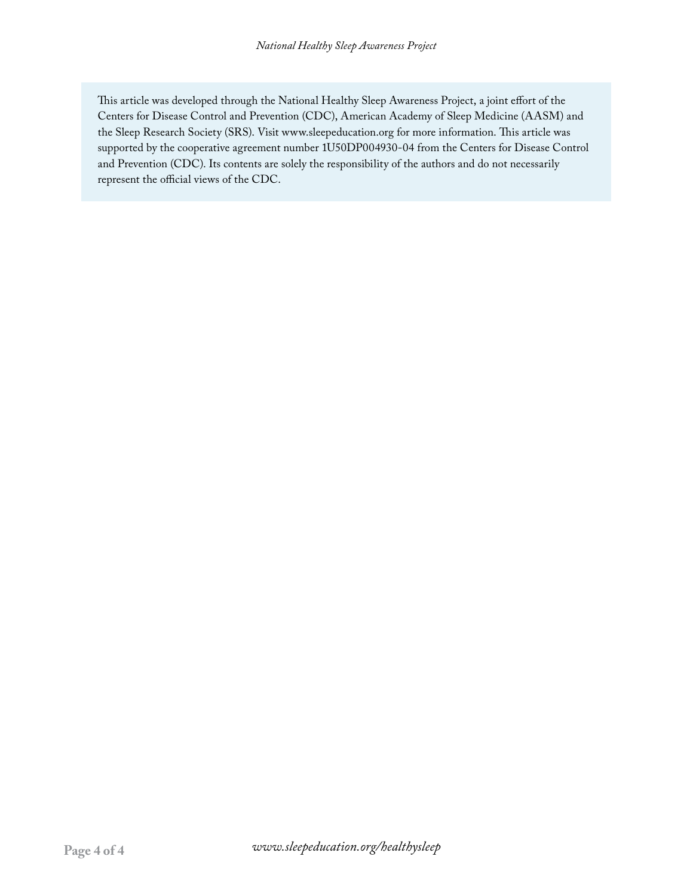This article was developed through the National Healthy Sleep Awareness Project, a joint effort of the Centers for Disease Control and Prevention (CDC), American Academy of Sleep Medicine (AASM) and the Sleep Research Society (SRS). Visit www.sleepeducation.org for more information. This article was supported by the cooperative agreement number 1U50DP004930-04 from the Centers for Disease Control and Prevention (CDC). Its contents are solely the responsibility of the authors and do not necessarily represent the official views of the CDC.